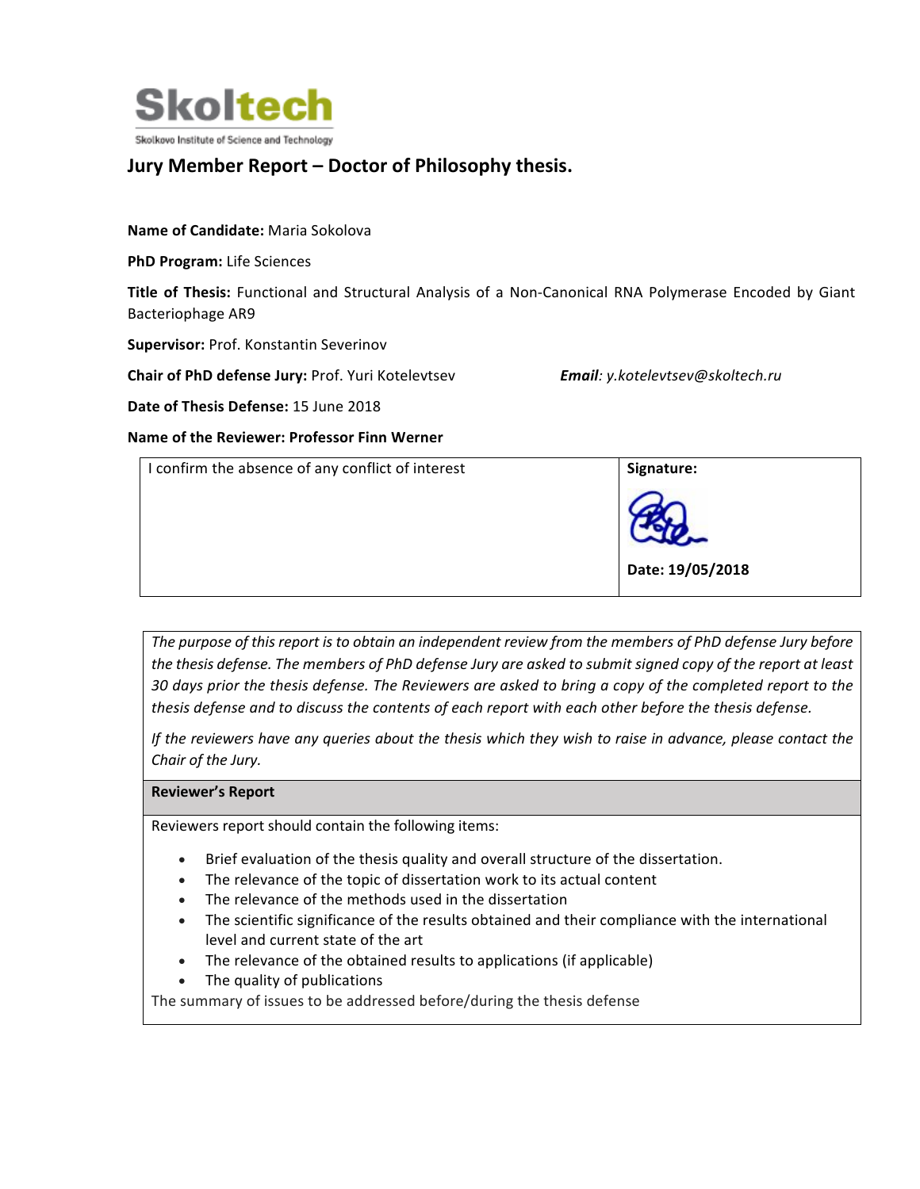Skoltech

Skolkovo Institute of Science and Technology

## Jury Member Report – Doctor of Philosophy thesis.

**Name of Candidate:** Maria Sokolova

**PhD Program:** Life Sciences

**Title of Thesis:** Functional and Structural Analysis of a Non-Canonical RNA Polymerase Encoded by Giant Bacteriophage AR9

**Supervisor:** Prof. Konstantin Severinov

**Chair of PhD defense Jury:** Prof. Yuri Kotelevtsev *Email: y.kotelevtsev@skoltech.ru*

**Date of Thesis Defense:** 15 June 2018

**Name of the Reviewer: Professor Finn Werner**

| I confirm the absence of any conflict of interest | **Signature:**<br><br>**Date: 19/05/2018** |
|---|---|

*The purpose of this report is to obtain an independent review from the members of PhD defense Jury before the thesis defense. The members of PhD defense Jury are asked to submit signed copy of the report at least 30 days prior the thesis defense. The Reviewers are asked to bring a copy of the completed report to the thesis defense and to discuss the contents of each report with each other before the thesis defense.*

*If the reviewers have any queries about the thesis which they wish to raise in advance, please contact the Chair of the Jury.*

**Reviewer's Report**

Reviewers report should contain the following items:

- Brief evaluation of the thesis quality and overall structure of the dissertation.
- The relevance of the topic of dissertation work to its actual content
- The relevance of the methods used in the dissertation
- The scientific significance of the results obtained and their compliance with the international level and current state of the art
- The relevance of the obtained results to applications (if applicable)
- The quality of publications

The summary of issues to be addressed before/during the thesis defense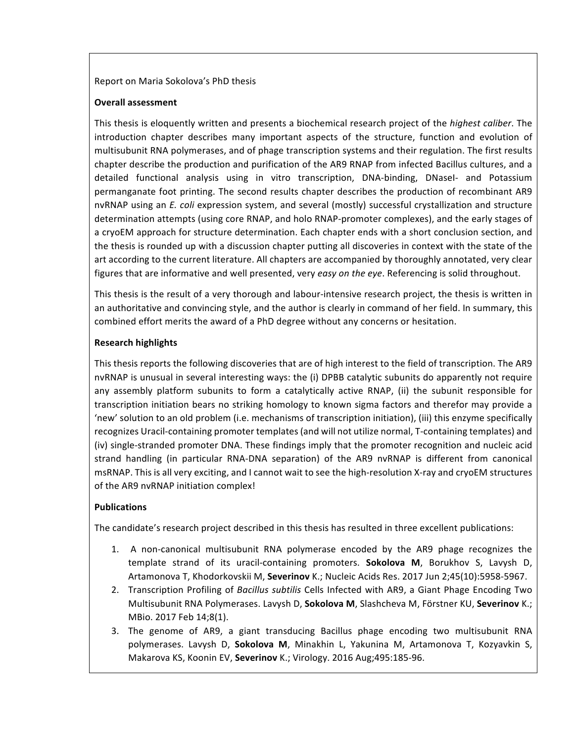Report on Maria Sokolova's PhD thesis

**Overall assessment**

This thesis is eloquently written and presents a biochemical research project of the *highest caliber*. The introduction chapter describes many important aspects of the structure, function and evolution of multisubunit RNA polymerases, and of phage transcription systems and their regulation. The first results chapter describe the production and purification of the AR9 RNAP from infected Bacillus cultures, and a detailed functional analysis using in vitro transcription, DNA-binding, DNaseI- and Potassium permanganate foot printing. The second results chapter describes the production of recombinant AR9 nvRNAP using an *E. coli* expression system, and several (mostly) successful crystallization and structure determination attempts (using core RNAP, and holo RNAP-promoter complexes), and the early stages of a cryoEM approach for structure determination. Each chapter ends with a short conclusion section, and the thesis is rounded up with a discussion chapter putting all discoveries in context with the state of the art according to the current literature. All chapters are accompanied by thoroughly annotated, very clear figures that are informative and well presented, very *easy on the eye*. Referencing is solid throughout.

This thesis is the result of a very thorough and labour-intensive research project, the thesis is written in an authoritative and convincing style, and the author is clearly in command of her field. In summary, this combined effort merits the award of a PhD degree without any concerns or hesitation.

**Research highlights**

This thesis reports the following discoveries that are of high interest to the field of transcription. The AR9 nvRNAP is unusual in several interesting ways: the (i) DPBB catalytic subunits do apparently not require any assembly platform subunits to form a catalytically active RNAP, (ii) the subunit responsible for transcription initiation bears no striking homology to known sigma factors and therefor may provide a 'new' solution to an old problem (i.e. mechanisms of transcription initiation), (iii) this enzyme specifically recognizes Uracil-containing promoter templates (and will not utilize normal, T-containing templates) and (iv) single-stranded promoter DNA. These findings imply that the promoter recognition and nucleic acid strand handling (in particular RNA-DNA separation) of the AR9 nvRNAP is different from canonical msRNAP. This is all very exciting, and I cannot wait to see the high-resolution X-ray and cryoEM structures of the AR9 nvRNAP initiation complex!

**Publications**

The candidate's research project described in this thesis has resulted in three excellent publications:

1. A non-canonical multisubunit RNA polymerase encoded by the AR9 phage recognizes the template strand of its uracil-containing promoters. **Sokolova M**, Borukhov S, Lavysh D, Artamonova T, Khodorkovskii M, **Severinov** K.; Nucleic Acids Res. 2017 Jun 2;45(10):5958-5967.
2. Transcription Profiling of *Bacillus subtilis* Cells Infected with AR9, a Giant Phage Encoding Two Multisubunit RNA Polymerases. Lavysh D, **Sokolova M**, Slashcheva M, Förstner KU, **Severinov** K.; MBio. 2017 Feb 14;8(1).
3. The genome of AR9, a giant transducing Bacillus phage encoding two multisubunit RNA polymerases. Lavysh D, **Sokolova M**, Minakhin L, Yakunina M, Artamonova T, Kozyavkin S, Makarova KS, Koonin EV, **Severinov** K.; Virology. 2016 Aug;495:185-96.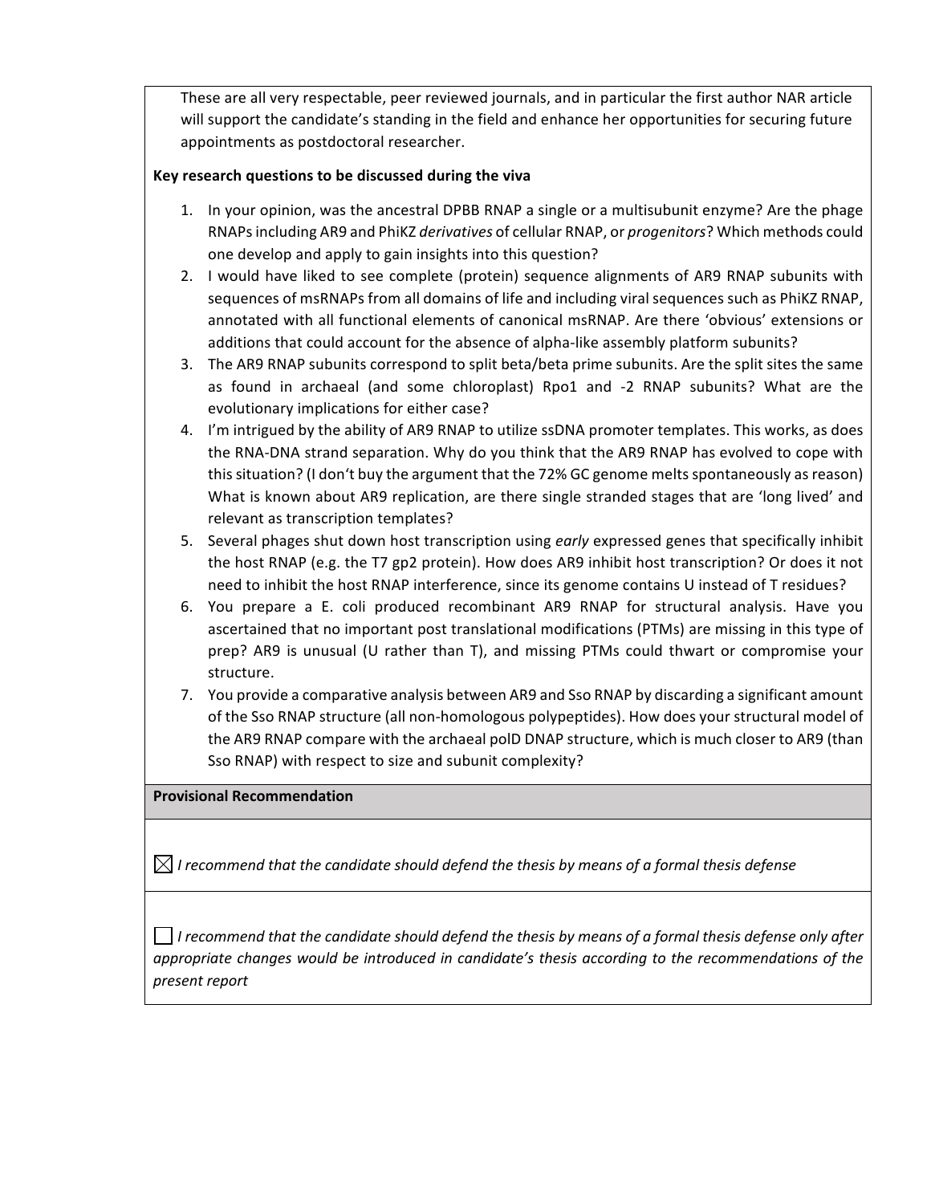These are all very respectable, peer reviewed journals, and in particular the first author NAR article will support the candidate's standing in the field and enhance her opportunities for securing future appointments as postdoctoral researcher.

**Key research questions to be discussed during the viva**

1. In your opinion, was the ancestral DPBB RNAP a single or a multisubunit enzyme? Are the phage RNAPs including AR9 and PhiKZ *derivatives* of cellular RNAP, or *progenitors*? Which methods could one develop and apply to gain insights into this question?
2. I would have liked to see complete (protein) sequence alignments of AR9 RNAP subunits with sequences of msRNAPs from all domains of life and including viral sequences such as PhiKZ RNAP, annotated with all functional elements of canonical msRNAP. Are there 'obvious' extensions or additions that could account for the absence of alpha-like assembly platform subunits?
3. The AR9 RNAP subunits correspond to split beta/beta prime subunits. Are the split sites the same as found in archaeal (and some chloroplast) Rpo1 and -2 RNAP subunits? What are the evolutionary implications for either case?
4. I'm intrigued by the ability of AR9 RNAP to utilize ssDNA promoter templates. This works, as does the RNA-DNA strand separation. Why do you think that the AR9 RNAP has evolved to cope with this situation? (I don't buy the argument that the 72% GC genome melts spontaneously as reason) What is known about AR9 replication, are there single stranded stages that are 'long lived' and relevant as transcription templates?
5. Several phages shut down host transcription using *early* expressed genes that specifically inhibit the host RNAP (e.g. the T7 gp2 protein). How does AR9 inhibit host transcription? Or does it not need to inhibit the host RNAP interference, since its genome contains U instead of T residues?
6. You prepare a E. coli produced recombinant AR9 RNAP for structural analysis. Have you ascertained that no important post translational modifications (PTMs) are missing in this type of prep? AR9 is unusual (U rather than T), and missing PTMs could thwart or compromise your structure.
7. You provide a comparative analysis between AR9 and Sso RNAP by discarding a significant amount of the Sso RNAP structure (all non-homologous polypeptides). How does your structural model of the AR9 RNAP compare with the archaeal polD DNAP structure, which is much closer to AR9 (than Sso RNAP) with respect to size and subunit complexity?

**Provisional Recommendation**

☒ *I recommend that the candidate should defend the thesis by means of a formal thesis defense*

☐ *I recommend that the candidate should defend the thesis by means of a formal thesis defense only after appropriate changes would be introduced in candidate's thesis according to the recommendations of the present report*